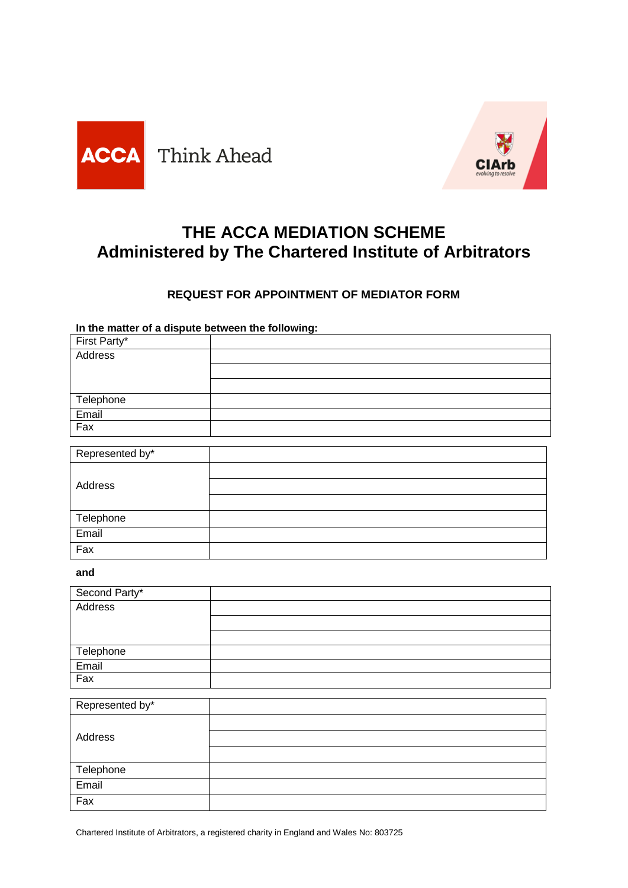ACCA Think Ahead

CIArb evolving to resolve

# THE ACCA MEDIATION SCHEME
# Administered by The Chartered Institute of Arbitrators

## REQUEST FOR APPOINTMENT OF MEDIATOR FORM

**In the matter of a dispute between the following:**

| First Party* | |
|---|---|
| Address | |
| | |
| | |
| Telephone | |
| Email | |
| Fax | |

| Represented by* | |
|---|---|
| Address | |
| | |
| | |
| Telephone | |
| Email | |
| Fax | |

**and**

| Second Party* | |
|---|---|
| Address | |
| | |
| | |
| Telephone | |
| Email | |
| Fax | |

| Represented by* | |
|---|---|
| Address | |
| | |
| | |
| Telephone | |
| Email | |
| Fax | |

Chartered Institute of Arbitrators, a registered charity in England and Wales No: 803725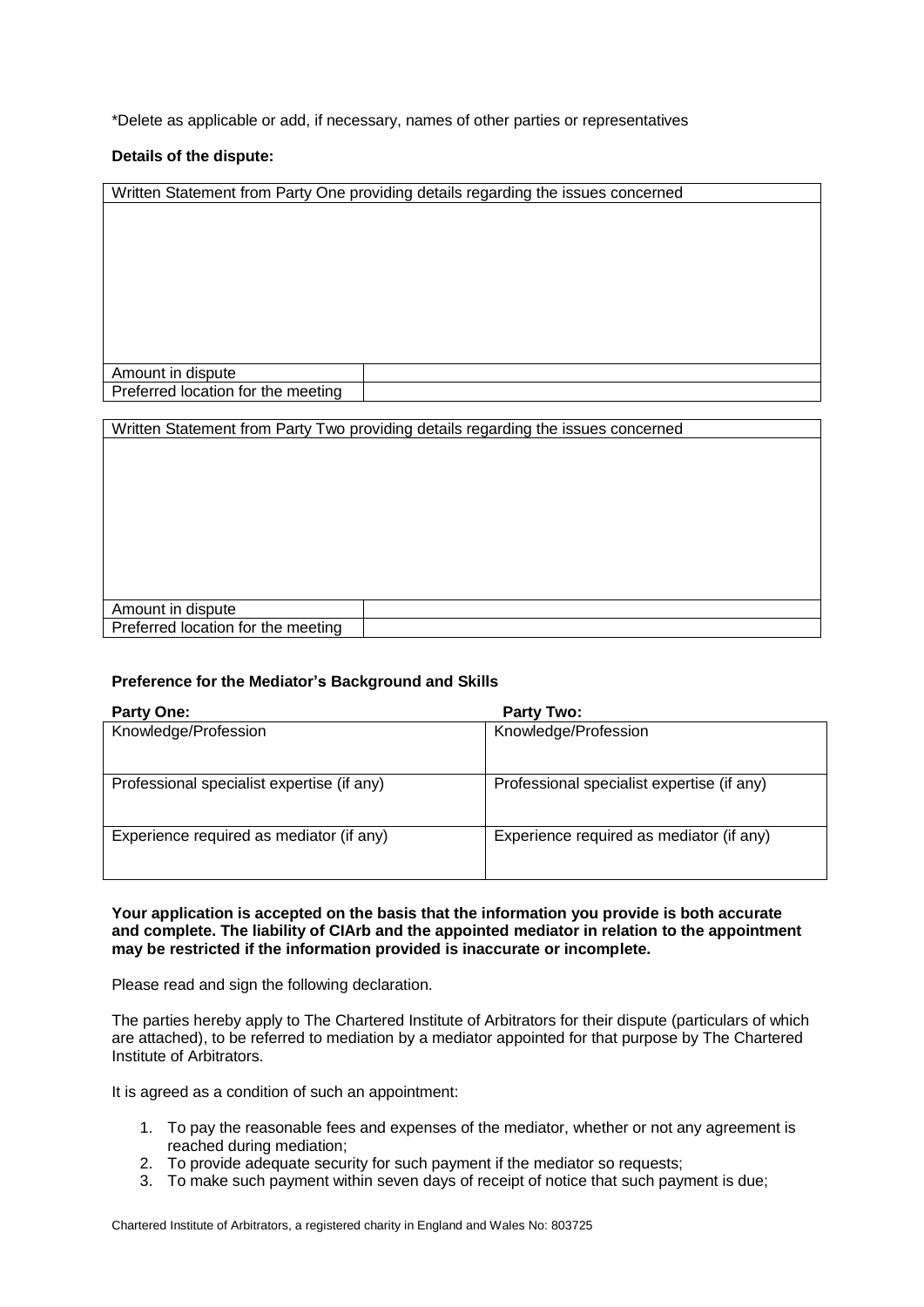*Delete as applicable or add, if necessary, names of other parties or representatives

**Details of the dispute:**

| Written Statement from Party One providing details regarding the issues concerned | |
|---|---|
| | |
| Amount in dispute | |
| Preferred location for the meeting | |

| Written Statement from Party Two providing details regarding the issues concerned | |
|---|---|
| | |
| Amount in dispute | |
| Preferred location for the meeting | |

**Preference for the Mediator's Background and Skills**

| **Party One:** | **Party Two:** |
|---|---|
| Knowledge/Profession | Knowledge/Profession |
| Professional specialist expertise (if any) | Professional specialist expertise (if any) |
| Experience required as mediator (if any) | Experience required as mediator (if any) |

**Your application is accepted on the basis that the information you provide is both accurate and complete. The liability of CIArb and the appointed mediator in relation to the appointment may be restricted if the information provided is inaccurate or incomplete.**

Please read and sign the following declaration.

The parties hereby apply to The Chartered Institute of Arbitrators for their dispute (particulars of which are attached), to be referred to mediation by a mediator appointed for that purpose by The Chartered Institute of Arbitrators.

It is agreed as a condition of such an appointment:

1. To pay the reasonable fees and expenses of the mediator, whether or not any agreement is reached during mediation;
2. To provide adequate security for such payment if the mediator so requests;
3. To make such payment within seven days of receipt of notice that such payment is due;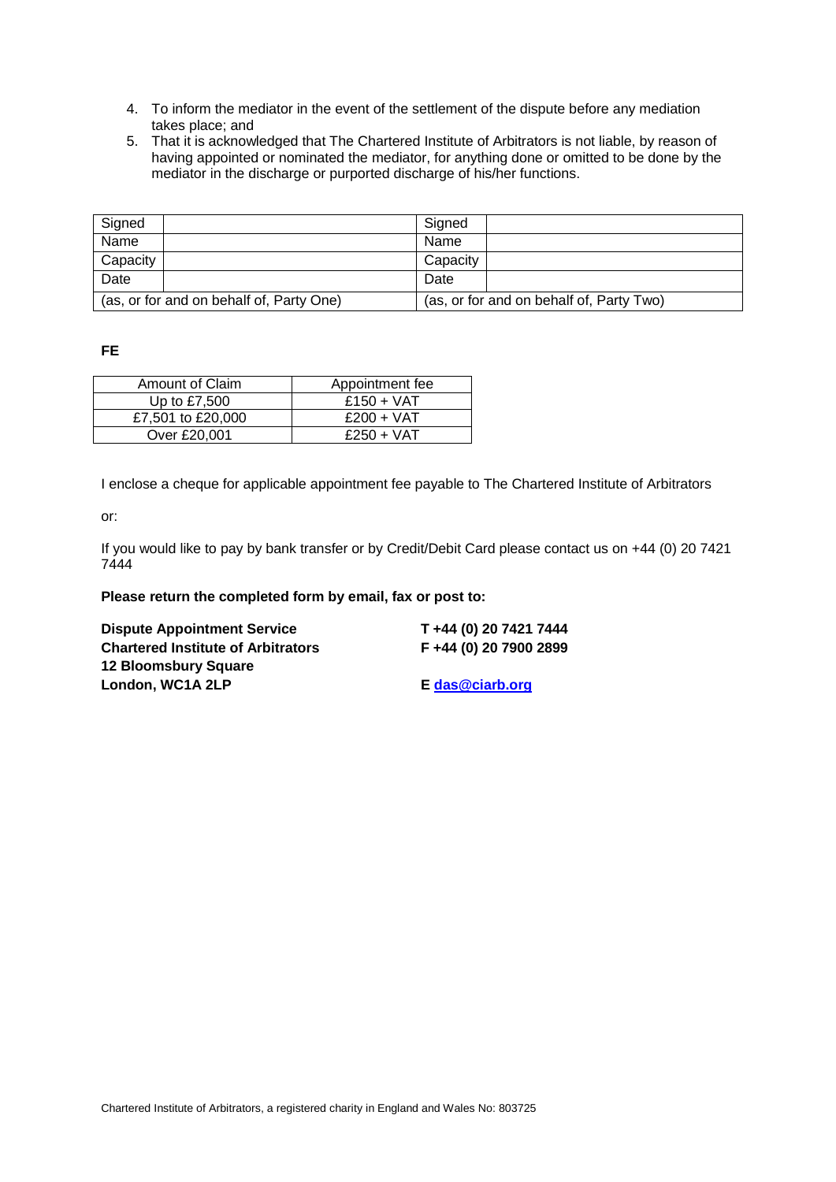4. To inform the mediator in the event of the settlement of the dispute before any mediation takes place; and
5. That it is acknowledged that The Chartered Institute of Arbitrators is not liable, by reason of having appointed or nominated the mediator, for anything done or omitted to be done by the mediator in the discharge or purported discharge of his/her functions.

| | | | |
|---|---|---|---|
| Signed | | Signed | |
| Name | | Name | |
| Capacity | | Capacity | |
| Date | | Date | |
| (as, or for and on behalf of, Party One) | | (as, or for and on behalf of, Party Two) | |

**FE**

| Amount of Claim | Appointment fee |
|---|---|
| Up to £7,500 | £150 + VAT |
| £7,501 to £20,000 | £200 + VAT |
| Over £20,001 | £250 + VAT |

I enclose a cheque for applicable appointment fee payable to The Chartered Institute of Arbitrators

or:

If you would like to pay by bank transfer or by Credit/Debit Card please contact us on +44 (0) 20 7421 7444

**Please return the completed form by email, fax or post to:**

**Dispute Appointment Service**
**Chartered Institute of Arbitrators**
**12 Bloomsbury Square**
**London, WC1A 2LP**

**T +44 (0) 20 7421 7444**
**F +44 (0) 20 7900 2899**

**E das@ciarb.org**

Chartered Institute of Arbitrators, a registered charity in England and Wales No: 803725